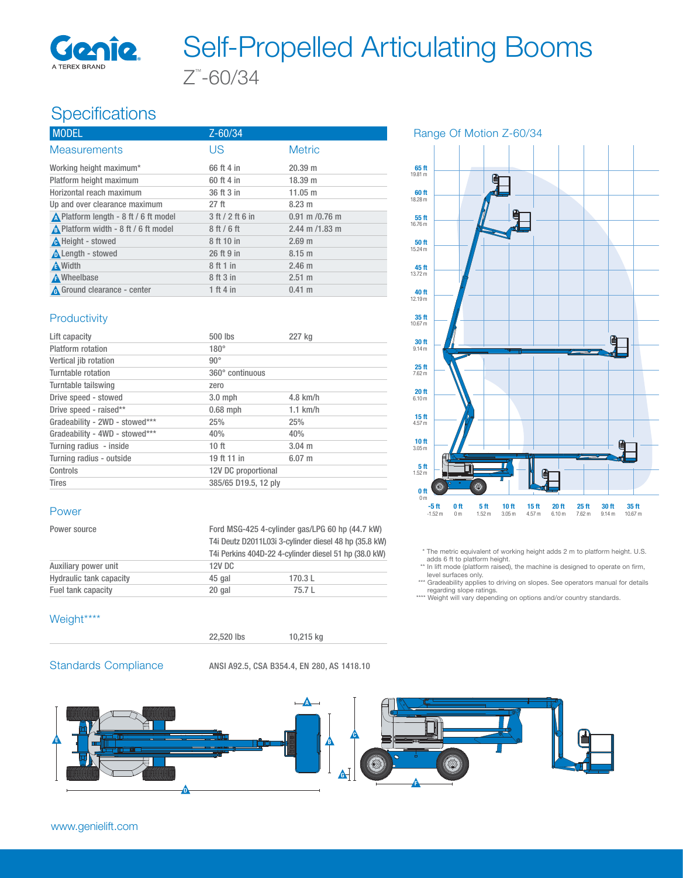# Self-Propelled Articulating Booms

Z™-60/34

## Specifications

| MODEL | Z-60/34 | |
|---|---|---|
| Measurements | US | Metric |
| Working height maximum* | 66 ft 4 in | 20.39 m |
| Platform height maximum | 60 ft 4 in | 18.39 m |
| Horizontal reach maximum | 36 ft 3 in | 11.05 m |
| Up and over clearance maximum | 27 ft | 8.23 m |
| A Platform length - 8 ft / 6 ft model | 3 ft / 2 ft 6 in | 0.91 m /0.76 m |
| B Platform width - 8 ft / 6 ft model | 8 ft / 6 ft | 2.44 m /1.83 m |
| C Height - stowed | 8 ft 10 in | 2.69 m |
| D Length - stowed | 26 ft 9 in | 8.15 m |
| E Width | 8 ft 1 in | 2.46 m |
| F Wheelbase | 8 ft 3 in | 2.51 m |
| G Ground clearance - center | 1 ft 4 in | 0.41 m |

### Productivity

| | | |
|---|---|---|
| Lift capacity | 500 lbs | 227 kg |
| Platform rotation | 180° | |
| Vertical jib rotation | 90° | |
| Turntable rotation | 360° continuous | |
| Turntable tailswing | zero | |
| Drive speed - stowed | 3.0 mph | 4.8 km/h |
| Drive speed - raised** | 0.68 mph | 1.1 km/h |
| Gradeability - 2WD - stowed*** | 25% | 25% |
| Gradeability - 4WD - stowed*** | 40% | 40% |
| Turning radius - inside | 10 ft | 3.04 m |
| Turning radius - outside | 19 ft 11 in | 6.07 m |
| Controls | 12V DC proportional | |
| Tires | 385/65 D19.5, 12 ply | |

### Power

| | | |
|---|---|---|
| Power source | Ford MSG-425 4-cylinder gas/LPG 60 hp (44.7 kW)<br>T4i Deutz D2011L03i 3-cylinder diesel 48 hp (35.8 kW)<br>T4i Perkins 404D-22 4-cylinder diesel 51 hp (38.0 kW) | |
| Auxiliary power unit | 12V DC | |
| Hydraulic tank capacity | 45 gal | 170.3 L |
| Fuel tank capacity | 20 gal | 75.7 L |

### Weight****

| | |
|---|---|
| 22,520 lbs | 10,215 kg |

### Standards Compliance

ANSI A92.5, CSA B354.4, EN 280, AS 1418.10

### Range Of Motion Z-60/34

\* The metric equivalent of working height adds 2 m to platform height. U.S. adds 6 ft to platform height.
\** In lift mode (platform raised), the machine is designed to operate on firm, level surfaces only.
\*** Gradeability applies to driving on slopes. See operators manual for details regarding slope ratings.
\**** Weight will vary depending on options and/or country standards.

www.genielift.com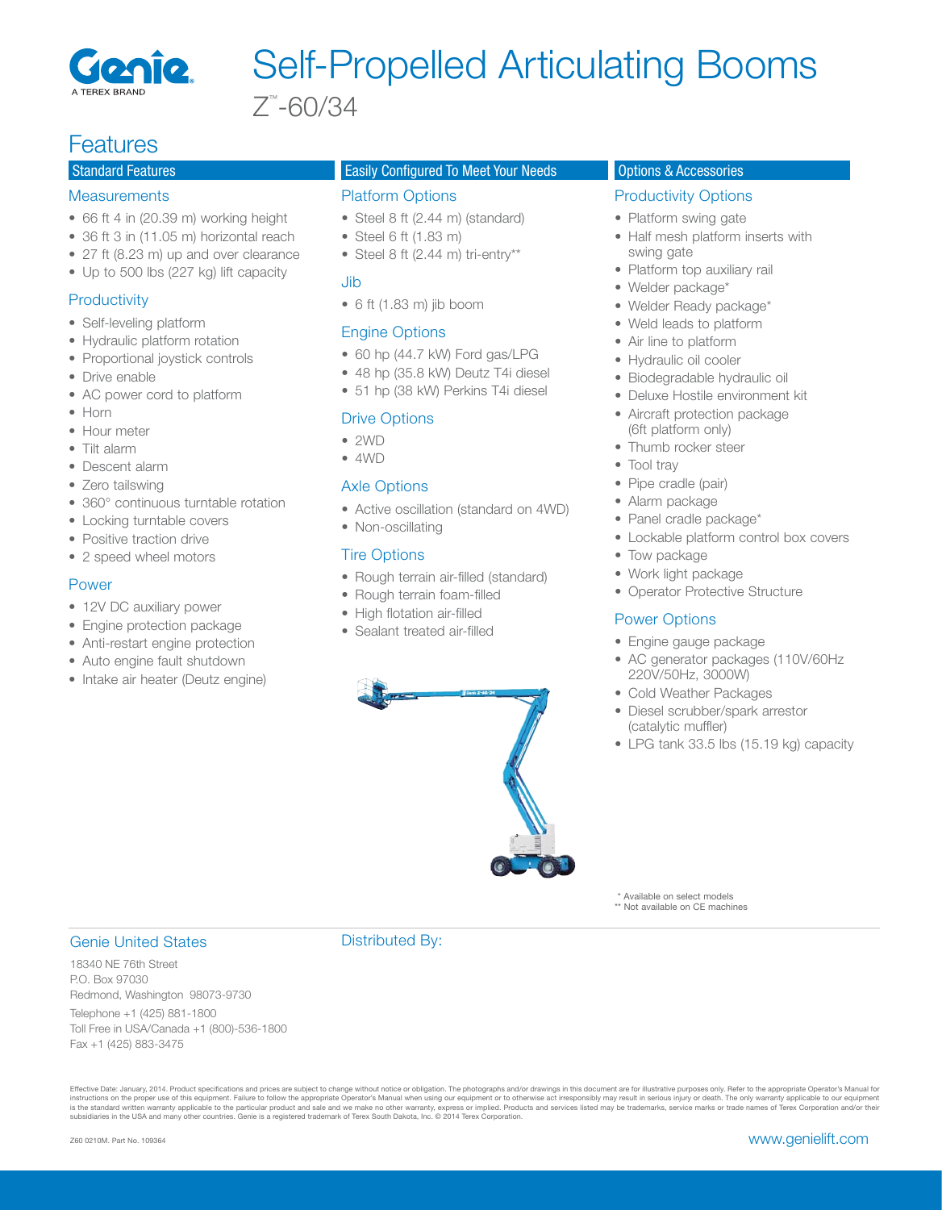# Self-Propelled Articulating Booms

Z™-60/34

## Features

### Standard Features

#### Measurements

- 66 ft 4 in (20.39 m) working height
- 36 ft 3 in (11.05 m) horizontal reach
- 27 ft (8.23 m) up and over clearance
- Up to 500 lbs (227 kg) lift capacity

#### Productivity

- Self-leveling platform
- Hydraulic platform rotation
- Proportional joystick controls
- Drive enable
- AC power cord to platform
- Horn
- Hour meter
- Tilt alarm
- Descent alarm
- Zero tailswing
- 360° continuous turntable rotation
- Locking turntable covers
- Positive traction drive
- 2 speed wheel motors

#### Power

- 12V DC auxiliary power
- Engine protection package
- Anti-restart engine protection
- Auto engine fault shutdown
- Intake air heater (Deutz engine)

### Easily Configured To Meet Your Needs

#### Platform Options

- Steel 8 ft (2.44 m) (standard)
- Steel 6 ft (1.83 m)
- Steel 8 ft (2.44 m) tri-entry**

#### Jib

- 6 ft (1.83 m) jib boom

#### Engine Options

- 60 hp (44.7 kW) Ford gas/LPG
- 48 hp (35.8 kW) Deutz T4i diesel
- 51 hp (38 kW) Perkins T4i diesel

#### Drive Options

- 2WD
- 4WD

#### Axle Options

- Active oscillation (standard on 4WD)
- Non-oscillating

#### Tire Options

- Rough terrain air-filled (standard)
- Rough terrain foam-filled
- High flotation air-filled
- Sealant treated air-filled

### Options & Accessories

#### Productivity Options

- Platform swing gate
- Half mesh platform inserts with swing gate
- Platform top auxiliary rail
- Welder package*
- Welder Ready package*
- Weld leads to platform
- Air line to platform
- Hydraulic oil cooler
- Biodegradable hydraulic oil
- Deluxe Hostile environment kit
- Aircraft protection package (6ft platform only)
- Thumb rocker steer
- Tool tray
- Pipe cradle (pair)
- Alarm package
- Panel cradle package*
- Lockable platform control box covers
- Tow package
- Work light package
- Operator Protective Structure

#### Power Options

- Engine gauge package
- AC generator packages (110V/60Hz 220V/50Hz, 3000W)
- Cold Weather Packages
- Diesel scrubber/spark arrestor (catalytic muffler)
- LPG tank 33.5 lbs (15.19 kg) capacity

\* Available on select models
** Not available on CE machines

### Genie United States

18340 NE 76th Street
P.O. Box 97030
Redmond, Washington 98073-9730

Telephone +1 (425) 881-1800
Toll Free in USA/Canada +1 (800)-536-1800
Fax +1 (425) 883-3475

### Distributed By:

Effective Date: January, 2014. Product specifications and prices are subject to change without notice or obligation. The photographs and/or drawings in this document are for illustrative purposes only. Refer to the appropriate Operator's Manual for instructions on the proper use of this equipment. Failure to follow the appropriate Operator's Manual when using our equipment or to otherwise act irresponsibly may result in serious injury or death. The only warranty applicable to our equipment is the standard written warranty applicable to the particular product and sale and we make no other warranty, express or implied. Products and services listed may be trademarks, service marks or trade names of Terex Corporation and/or their subsidiaries in the USA and many other countries. Genie is a registered trademark of Terex South Dakota, Inc. © 2014 Terex Corporation.

Z60 0210M. Part No. 109364

www.genielift.com